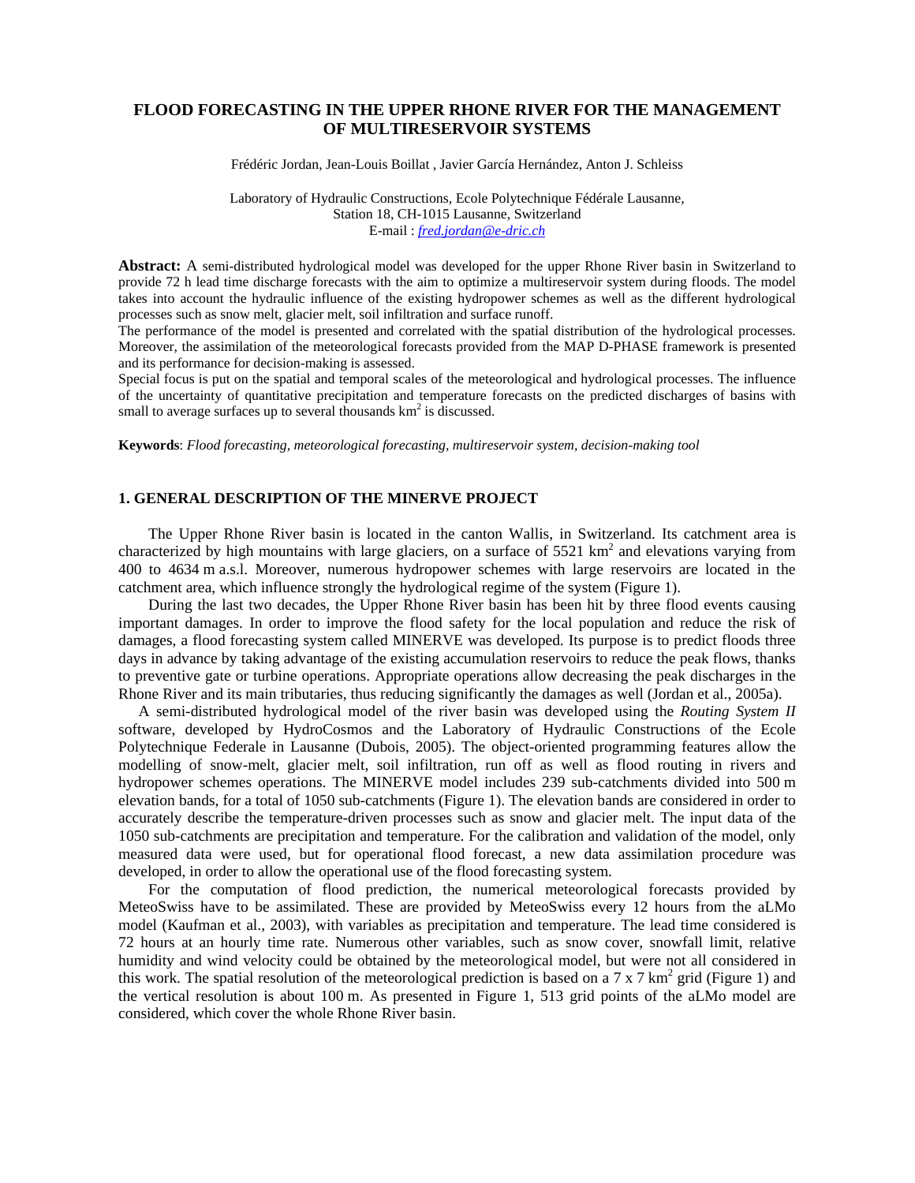# FLOOD FORECASTING IN THE UPPER RHONE RIVER FOR THE MANAGEMENT OF MULTIRESERVOIR SYSTEMS

Frédéric Jordan, Jean-Louis Boillat , Javier García Hernández, Anton J. Schleiss

Laboratory of Hydraulic Constructions, Ecole Polytechnique Fédérale Lausanne,
Station 18, CH-1015 Lausanne, Switzerland
E-mail : *fred.jordan@e-dric.ch*

**Abstract:** A semi-distributed hydrological model was developed for the upper Rhone River basin in Switzerland to provide 72 h lead time discharge forecasts with the aim to optimize a multireservoir system during floods. The model takes into account the hydraulic influence of the existing hydropower schemes as well as the different hydrological processes such as snow melt, glacier melt, soil infiltration and surface runoff.
The performance of the model is presented and correlated with the spatial distribution of the hydrological processes. Moreover, the assimilation of the meteorological forecasts provided from the MAP D-PHASE framework is presented and its performance for decision-making is assessed.
Special focus is put on the spatial and temporal scales of the meteorological and hydrological processes. The influence of the uncertainty of quantitative precipitation and temperature forecasts on the predicted discharges of basins with small to average surfaces up to several thousands km$^2$ is discussed.

**Keywords**: *Flood forecasting, meteorological forecasting, multireservoir system, decision-making tool*

## 1. GENERAL DESCRIPTION OF THE MINERVE PROJECT

The Upper Rhone River basin is located in the canton Wallis, in Switzerland. Its catchment area is characterized by high mountains with large glaciers, on a surface of 5521 km$^2$ and elevations varying from 400 to 4634 m a.s.l. Moreover, numerous hydropower schemes with large reservoirs are located in the catchment area, which influence strongly the hydrological regime of the system (Figure 1).

During the last two decades, the Upper Rhone River basin has been hit by three flood events causing important damages. In order to improve the flood safety for the local population and reduce the risk of damages, a flood forecasting system called MINERVE was developed. Its purpose is to predict floods three days in advance by taking advantage of the existing accumulation reservoirs to reduce the peak flows, thanks to preventive gate or turbine operations. Appropriate operations allow decreasing the peak discharges in the Rhone River and its main tributaries, thus reducing significantly the damages as well (Jordan et al., 2005a).

A semi-distributed hydrological model of the river basin was developed using the *Routing System II* software, developed by HydroCosmos and the Laboratory of Hydraulic Constructions of the Ecole Polytechnique Federale in Lausanne (Dubois, 2005). The object-oriented programming features allow the modelling of snow-melt, glacier melt, soil infiltration, run off as well as flood routing in rivers and hydropower schemes operations. The MINERVE model includes 239 sub-catchments divided into 500 m elevation bands, for a total of 1050 sub-catchments (Figure 1). The elevation bands are considered in order to accurately describe the temperature-driven processes such as snow and glacier melt. The input data of the 1050 sub-catchments are precipitation and temperature. For the calibration and validation of the model, only measured data were used, but for operational flood forecast, a new data assimilation procedure was developed, in order to allow the operational use of the flood forecasting system.

For the computation of flood prediction, the numerical meteorological forecasts provided by MeteoSwiss have to be assimilated. These are provided by MeteoSwiss every 12 hours from the aLMo model (Kaufman et al., 2003), with variables as precipitation and temperature. The lead time considered is 72 hours at an hourly time rate. Numerous other variables, such as snow cover, snowfall limit, relative humidity and wind velocity could be obtained by the meteorological model, but were not all considered in this work. The spatial resolution of the meteorological prediction is based on a 7 x 7 km$^2$ grid (Figure 1) and the vertical resolution is about 100 m. As presented in Figure 1, 513 grid points of the aLMo model are considered, which cover the whole Rhone River basin.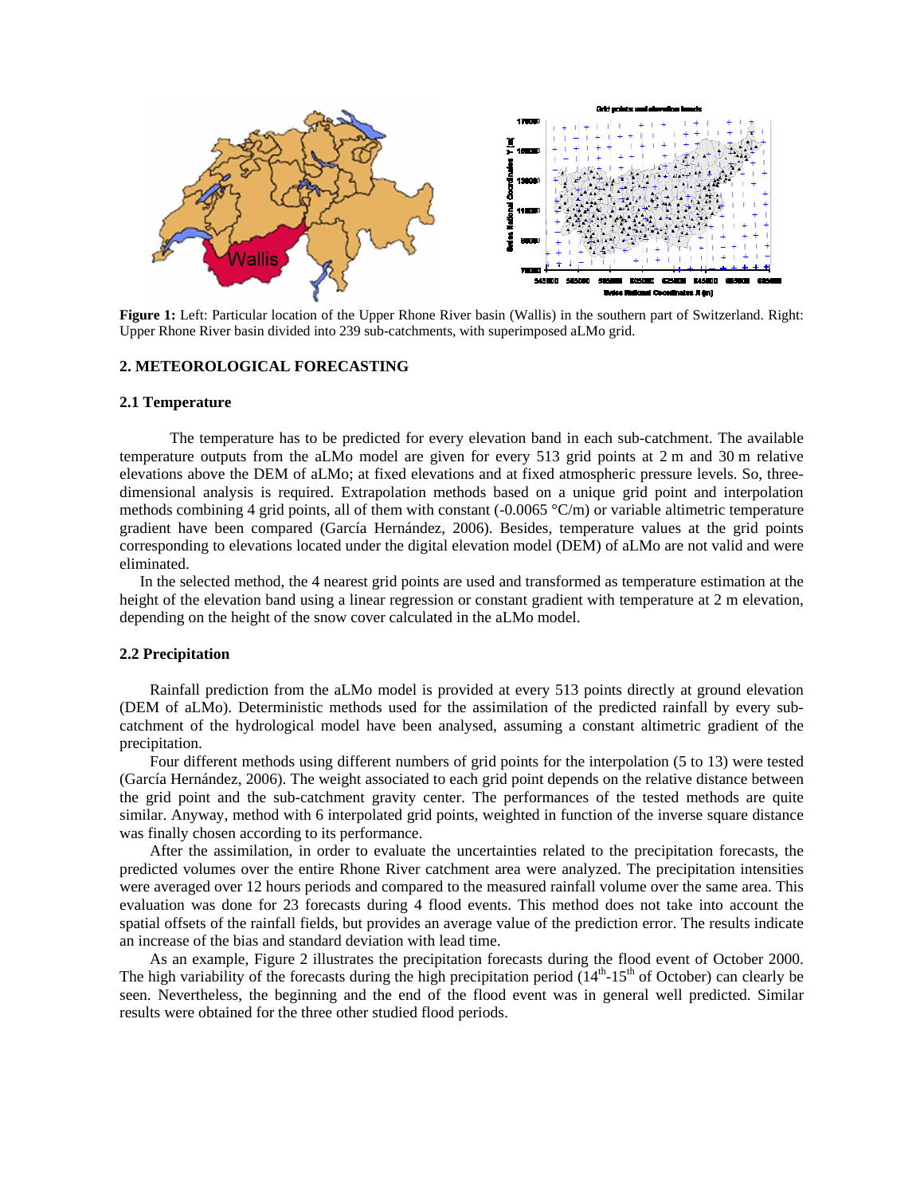Figure 1: Left: Particular location of the Upper Rhone River basin (Wallis) in the southern part of Switzerland. Right: Upper Rhone River basin divided into 239 sub-catchments, with superimposed aLMo grid.

## 2. METEOROLOGICAL FORECASTING

### 2.1 Temperature

The temperature has to be predicted for every elevation band in each sub-catchment. The available temperature outputs from the aLMo model are given for every 513 grid points at 2 m and 30 m relative elevations above the DEM of aLMo; at fixed elevations and at fixed atmospheric pressure levels. So, three-dimensional analysis is required. Extrapolation methods based on a unique grid point and interpolation methods combining 4 grid points, all of them with constant (-0.0065 °C/m) or variable altimetric temperature gradient have been compared (García Hernández, 2006). Besides, temperature values at the grid points corresponding to elevations located under the digital elevation model (DEM) of aLMo are not valid and were eliminated.

In the selected method, the 4 nearest grid points are used and transformed as temperature estimation at the height of the elevation band using a linear regression or constant gradient with temperature at 2 m elevation, depending on the height of the snow cover calculated in the aLMo model.

### 2.2 Precipitation

Rainfall prediction from the aLMo model is provided at every 513 points directly at ground elevation (DEM of aLMo). Deterministic methods used for the assimilation of the predicted rainfall by every sub-catchment of the hydrological model have been analysed, assuming a constant altimetric gradient of the precipitation.

Four different methods using different numbers of grid points for the interpolation (5 to 13) were tested (García Hernández, 2006). The weight associated to each grid point depends on the relative distance between the grid point and the sub-catchment gravity center. The performances of the tested methods are quite similar. Anyway, method with 6 interpolated grid points, weighted in function of the inverse square distance was finally chosen according to its performance.

After the assimilation, in order to evaluate the uncertainties related to the precipitation forecasts, the predicted volumes over the entire Rhone River catchment area were analyzed. The precipitation intensities were averaged over 12 hours periods and compared to the measured rainfall volume over the same area. This evaluation was done for 23 forecasts during 4 flood events. This method does not take into account the spatial offsets of the rainfall fields, but provides an average value of the prediction error. The results indicate an increase of the bias and standard deviation with lead time.

As an example, Figure 2 illustrates the precipitation forecasts during the flood event of October 2000. The high variability of the forecasts during the high precipitation period (14th-15th of October) can clearly be seen. Nevertheless, the beginning and the end of the flood event was in general well predicted. Similar results were obtained for the three other studied flood periods.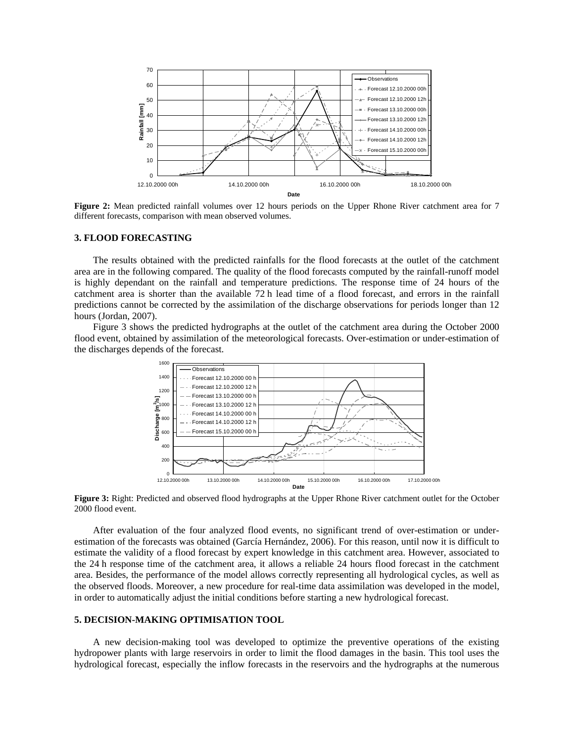70
60
50
40
30
20
10
0
Rainfall [mm]
12.10.2000 00h
14.10.2000 00h
16.10.2000 00h
18.10.2000 00h
Date
Observations
Forecast 12.10.2000 00h
Forecast 12.10.2000 12h
Forecast 13.10.2000 00h
Forecast 13.10.2000 12h
Forecast 14.10.2000 00h
Forecast 14.10.2000 12h
Forecast 15.10.2000 00h

**Figure 2:** Mean predicted rainfall volumes over 12 hours periods on the Upper Rhone River catchment area for 7 different forecasts, comparison with mean observed volumes.

## 3. FLOOD FORECASTING

The results obtained with the predicted rainfalls for the flood forecasts at the outlet of the catchment area are in the following compared. The quality of the flood forecasts computed by the rainfall-runoff model is highly dependant on the rainfall and temperature predictions. The response time of 24 hours of the catchment area is shorter than the available 72 h lead time of a flood forecast, and errors in the rainfall predictions cannot be corrected by the assimilation of the discharge observations for periods longer than 12 hours (Jordan, 2007).

Figure 3 shows the predicted hydrographs at the outlet of the catchment area during the October 2000 flood event, obtained by assimilation of the meteorological forecasts. Over-estimation or under-estimation of the discharges depends of the forecast.

1600
1400
1200
1000
800
600
400
200
0
Discharge [m³/s]
12.10.2000 00h
13.10.2000 00h
14.10.2000 00h
15.10.2000 00h
16.10.2000 00h
17.10.2000 00h
Date
Observations
Forecast 12.10.2000 00 h
Forecast 12.10.2000 12 h
Forecast 13.10.2000 00 h
Forecast 13.10.2000 12 h
Forecast 14.10.2000 00 h
Forecast 14.10.2000 12 h
Forecast 15.10.2000 00 h

**Figure 3:** Right: Predicted and observed flood hydrographs at the Upper Rhone River catchment outlet for the October 2000 flood event.

After evaluation of the four analyzed flood events, no significant trend of over-estimation or under-estimation of the forecasts was obtained (García Hernández, 2006). For this reason, until now it is difficult to estimate the validity of a flood forecast by expert knowledge in this catchment area. However, associated to the 24 h response time of the catchment area, it allows a reliable 24 hours flood forecast in the catchment area. Besides, the performance of the model allows correctly representing all hydrological cycles, as well as the observed floods. Moreover, a new procedure for real-time data assimilation was developed in the model, in order to automatically adjust the initial conditions before starting a new hydrological forecast.

## 5. DECISION-MAKING OPTIMISATION TOOL

A new decision-making tool was developed to optimize the preventive operations of the existing hydropower plants with large reservoirs in order to limit the flood damages in the basin. This tool uses the hydrological forecast, especially the inflow forecasts in the reservoirs and the hydrographs at the numerous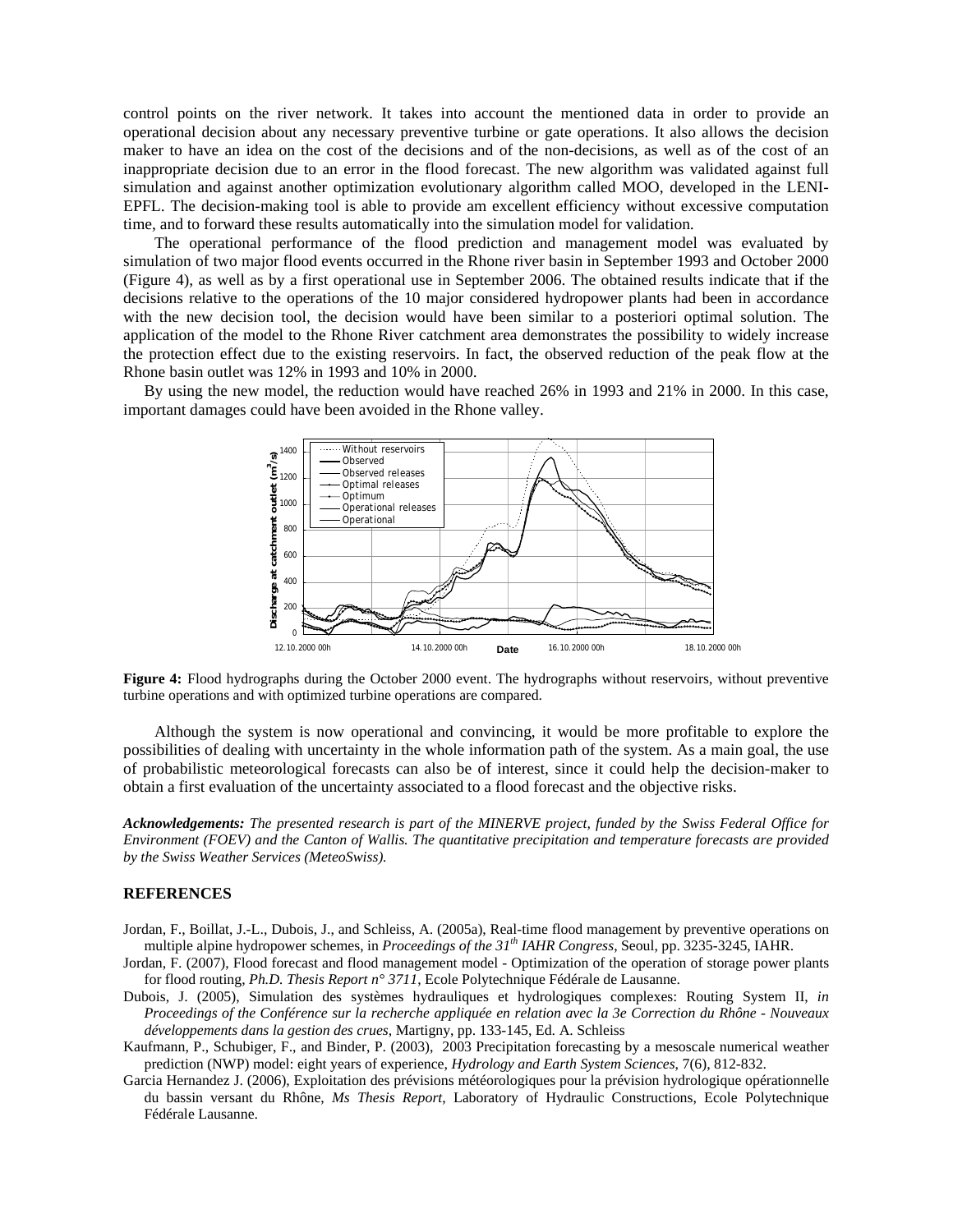control points on the river network. It takes into account the mentioned data in order to provide an operational decision about any necessary preventive turbine or gate operations. It also allows the decision maker to have an idea on the cost of the decisions and of the non-decisions, as well as of the cost of an inappropriate decision due to an error in the flood forecast. The new algorithm was validated against full simulation and against another optimization evolutionary algorithm called MOO, developed in the LENI-EPFL. The decision-making tool is able to provide am excellent efficiency without excessive computation time, and to forward these results automatically into the simulation model for validation.

The operational performance of the flood prediction and management model was evaluated by simulation of two major flood events occurred in the Rhone river basin in September 1993 and October 2000 (Figure 4), as well as by a first operational use in September 2006. The obtained results indicate that if the decisions relative to the operations of the 10 major considered hydropower plants had been in accordance with the new decision tool, the decision would have been similar to a posteriori optimal solution. The application of the model to the Rhone River catchment area demonstrates the possibility to widely increase the protection effect due to the existing reservoirs. In fact, the observed reduction of the peak flow at the Rhone basin outlet was 12% in 1993 and 10% in 2000.

By using the new model, the reduction would have reached 26% in 1993 and 21% in 2000. In this case, important damages could have been avoided in the Rhone valley.

Discharge at catchment outlet (m$^3$/s)
0
200
400
600
800
1000
1200
1400
12.10.2000 00h
14.10.2000 00h
Date
16.10.2000 00h
18.10.2000 00h
Without reservoirs
Observed
Observed releases
Optimal releases
Optimum
Operational releases
Operational

**Figure 4:** Flood hydrographs during the October 2000 event. The hydrographs without reservoirs, without preventive turbine operations and with optimized turbine operations are compared.

Although the system is now operational and convincing, it would be more profitable to explore the possibilities of dealing with uncertainty in the whole information path of the system. As a main goal, the use of probabilistic meteorological forecasts can also be of interest, since it could help the decision-maker to obtain a first evaluation of the uncertainty associated to a flood forecast and the objective risks.

***Acknowledgements:*** *The presented research is part of the MINERVE project, funded by the Swiss Federal Office for Environment (FOEV) and the Canton of Wallis. The quantitative precipitation and temperature forecasts are provided by the Swiss Weather Services (MeteoSwiss).*

## REFERENCES

Jordan, F., Boillat, J.-L., Dubois, J., and Schleiss, A. (2005a), Real-time flood management by preventive operations on multiple alpine hydropower schemes, in *Proceedings of the 31th IAHR Congress*, Seoul, pp. 3235-3245, IAHR.

Jordan, F. (2007), Flood forecast and flood management model - Optimization of the operation of storage power plants for flood routing, *Ph.D. Thesis Report n° 3711*, Ecole Polytechnique Fédérale de Lausanne.

Dubois, J. (2005), Simulation des systèmes hydrauliques et hydrologiques complexes: Routing System II, *in Proceedings of the Conférence sur la recherche appliquée en relation avec la 3e Correction du Rhône - Nouveaux développements dans la gestion des crues*, Martigny, pp. 133-145, Ed. A. Schleiss

Kaufmann, P., Schubiger, F., and Binder, P. (2003), 2003 Precipitation forecasting by a mesoscale numerical weather prediction (NWP) model: eight years of experience, *Hydrology and Earth System Sciences*, 7(6), 812-832.

Garcia Hernandez J. (2006), Exploitation des prévisions météorologiques pour la prévision hydrologique opérationnelle du bassin versant du Rhône, *Ms Thesis Report*, Laboratory of Hydraulic Constructions, Ecole Polytechnique Fédérale Lausanne.